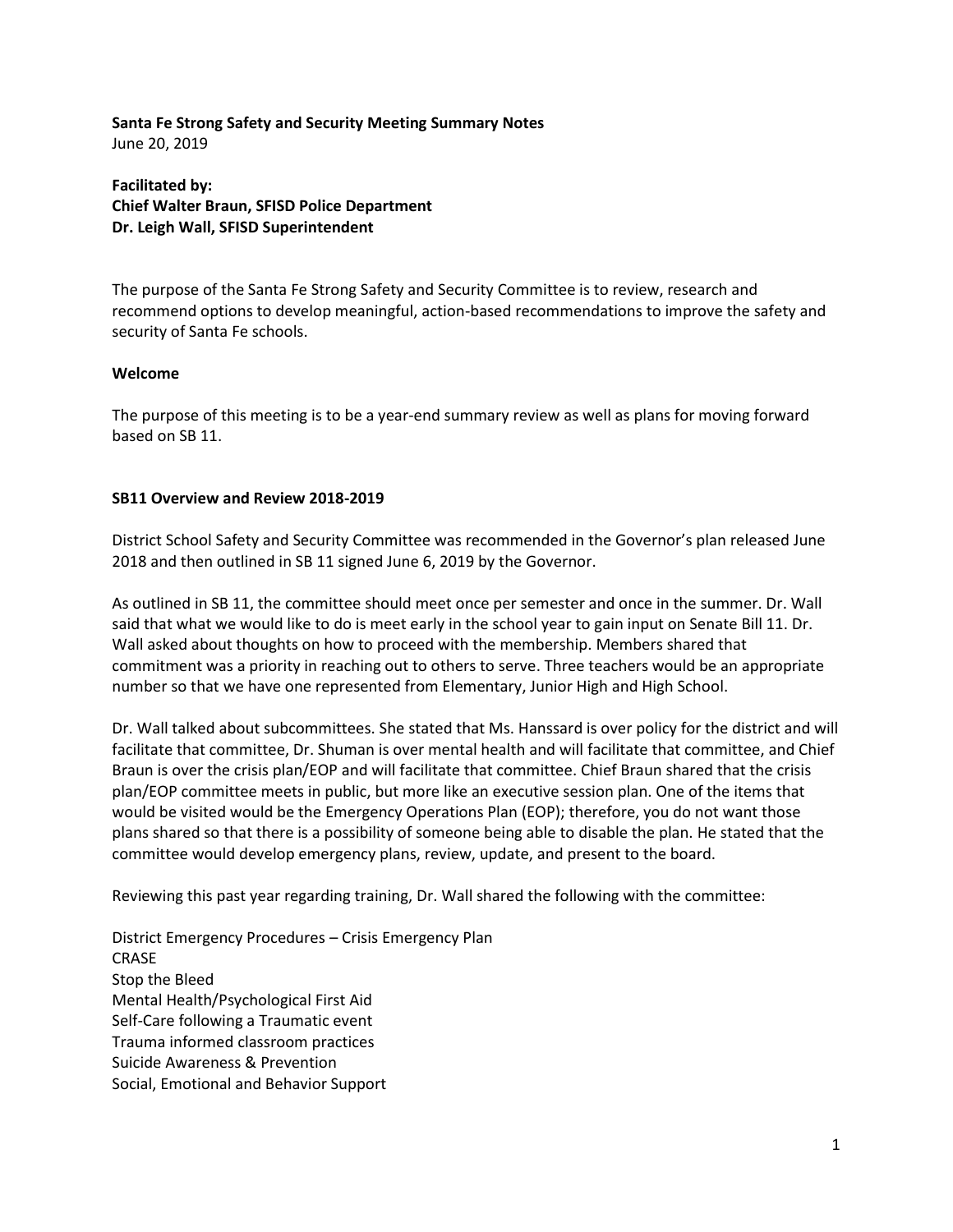**Santa Fe Strong Safety and Security Meeting Summary Notes**
June 20, 2019

**Facilitated by:**
**Chief Walter Braun, SFISD Police Department**
**Dr. Leigh Wall, SFISD Superintendent**

The purpose of the Santa Fe Strong Safety and Security Committee is to review, research and recommend options to develop meaningful, action-based recommendations to improve the safety and security of Santa Fe schools.

**Welcome**

The purpose of this meeting is to be a year-end summary review as well as plans for moving forward based on SB 11.

**SB11 Overview and Review 2018-2019**

District School Safety and Security Committee was recommended in the Governor's plan released June 2018 and then outlined in SB 11 signed June 6, 2019 by the Governor.

As outlined in SB 11, the committee should meet once per semester and once in the summer. Dr. Wall said that what we would like to do is meet early in the school year to gain input on Senate Bill 11. Dr. Wall asked about thoughts on how to proceed with the membership. Members shared that commitment was a priority in reaching out to others to serve. Three teachers would be an appropriate number so that we have one represented from Elementary, Junior High and High School.

Dr. Wall talked about subcommittees. She stated that Ms. Hanssard is over policy for the district and will facilitate that committee, Dr. Shuman is over mental health and will facilitate that committee, and Chief Braun is over the crisis plan/EOP and will facilitate that committee. Chief Braun shared that the crisis plan/EOP committee meets in public, but more like an executive session plan. One of the items that would be visited would be the Emergency Operations Plan (EOP); therefore, you do not want those plans shared so that there is a possibility of someone being able to disable the plan. He stated that the committee would develop emergency plans, review, update, and present to the board.

Reviewing this past year regarding training, Dr. Wall shared the following with the committee:

District Emergency Procedures – Crisis Emergency Plan
CRASE
Stop the Bleed
Mental Health/Psychological First Aid
Self-Care following a Traumatic event
Trauma informed classroom practices
Suicide Awareness & Prevention
Social, Emotional and Behavior Support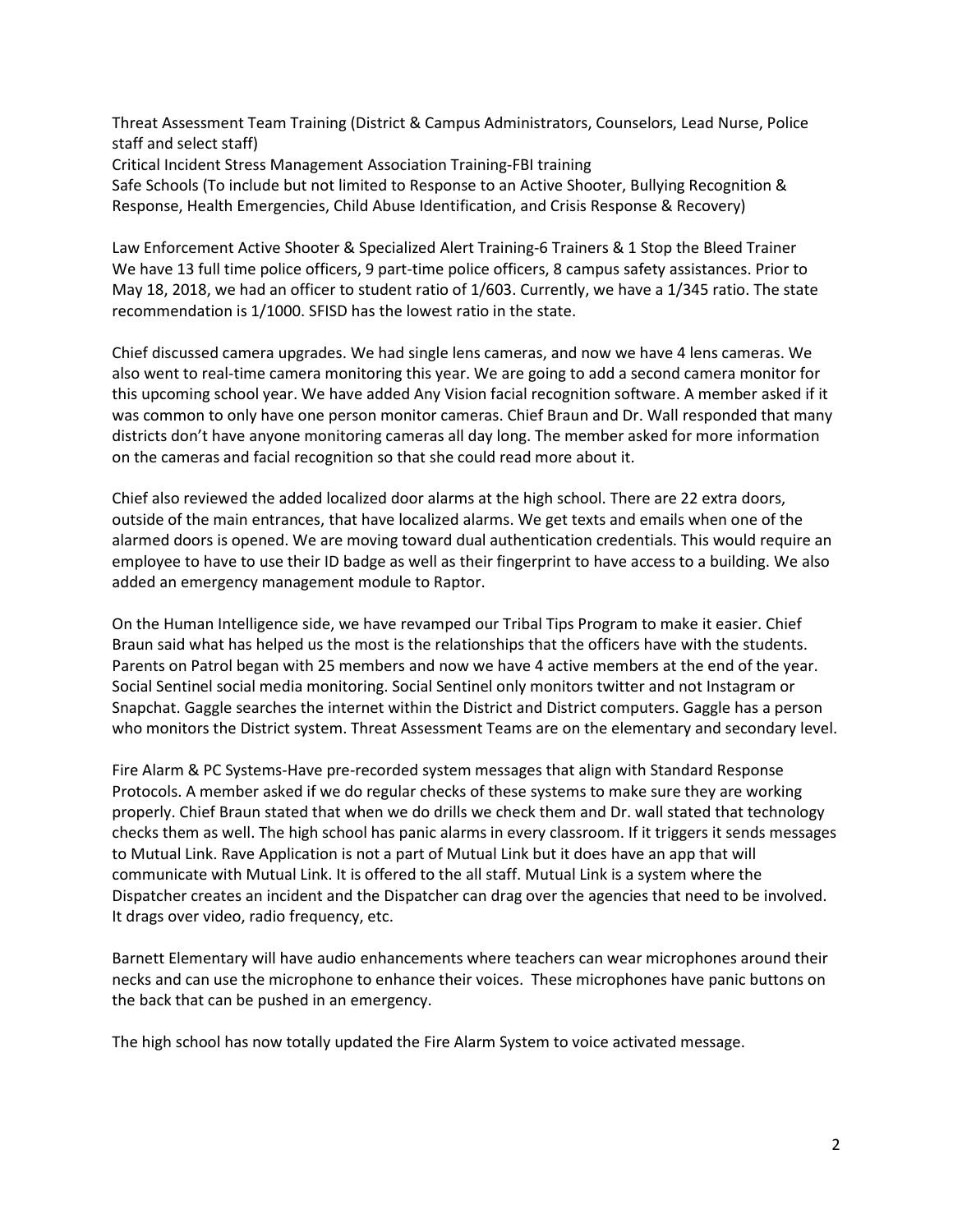Threat Assessment Team Training (District & Campus Administrators, Counselors, Lead Nurse, Police staff and select staff)
Critical Incident Stress Management Association Training-FBI training
Safe Schools (To include but not limited to Response to an Active Shooter, Bullying Recognition & Response, Health Emergencies, Child Abuse Identification, and Crisis Response & Recovery)

Law Enforcement Active Shooter & Specialized Alert Training-6 Trainers & 1 Stop the Bleed Trainer
We have 13 full time police officers, 9 part-time police officers, 8 campus safety assistances. Prior to May 18, 2018, we had an officer to student ratio of 1/603. Currently, we have a 1/345 ratio. The state recommendation is 1/1000. SFISD has the lowest ratio in the state.

Chief discussed camera upgrades. We had single lens cameras, and now we have 4 lens cameras. We also went to real-time camera monitoring this year. We are going to add a second camera monitor for this upcoming school year. We have added Any Vision facial recognition software. A member asked if it was common to only have one person monitor cameras. Chief Braun and Dr. Wall responded that many districts don't have anyone monitoring cameras all day long. The member asked for more information on the cameras and facial recognition so that she could read more about it.

Chief also reviewed the added localized door alarms at the high school. There are 22 extra doors, outside of the main entrances, that have localized alarms. We get texts and emails when one of the alarmed doors is opened. We are moving toward dual authentication credentials. This would require an employee to have to use their ID badge as well as their fingerprint to have access to a building. We also added an emergency management module to Raptor.

On the Human Intelligence side, we have revamped our Tribal Tips Program to make it easier. Chief Braun said what has helped us the most is the relationships that the officers have with the students. Parents on Patrol began with 25 members and now we have 4 active members at the end of the year. Social Sentinel social media monitoring. Social Sentinel only monitors twitter and not Instagram or Snapchat. Gaggle searches the internet within the District and District computers. Gaggle has a person who monitors the District system. Threat Assessment Teams are on the elementary and secondary level.

Fire Alarm & PC Systems-Have pre-recorded system messages that align with Standard Response Protocols. A member asked if we do regular checks of these systems to make sure they are working properly. Chief Braun stated that when we do drills we check them and Dr. wall stated that technology checks them as well. The high school has panic alarms in every classroom. If it triggers it sends messages to Mutual Link. Rave Application is not a part of Mutual Link but it does have an app that will communicate with Mutual Link. It is offered to the all staff. Mutual Link is a system where the Dispatcher creates an incident and the Dispatcher can drag over the agencies that need to be involved. It drags over video, radio frequency, etc.

Barnett Elementary will have audio enhancements where teachers can wear microphones around their necks and can use the microphone to enhance their voices. These microphones have panic buttons on the back that can be pushed in an emergency.

The high school has now totally updated the Fire Alarm System to voice activated message.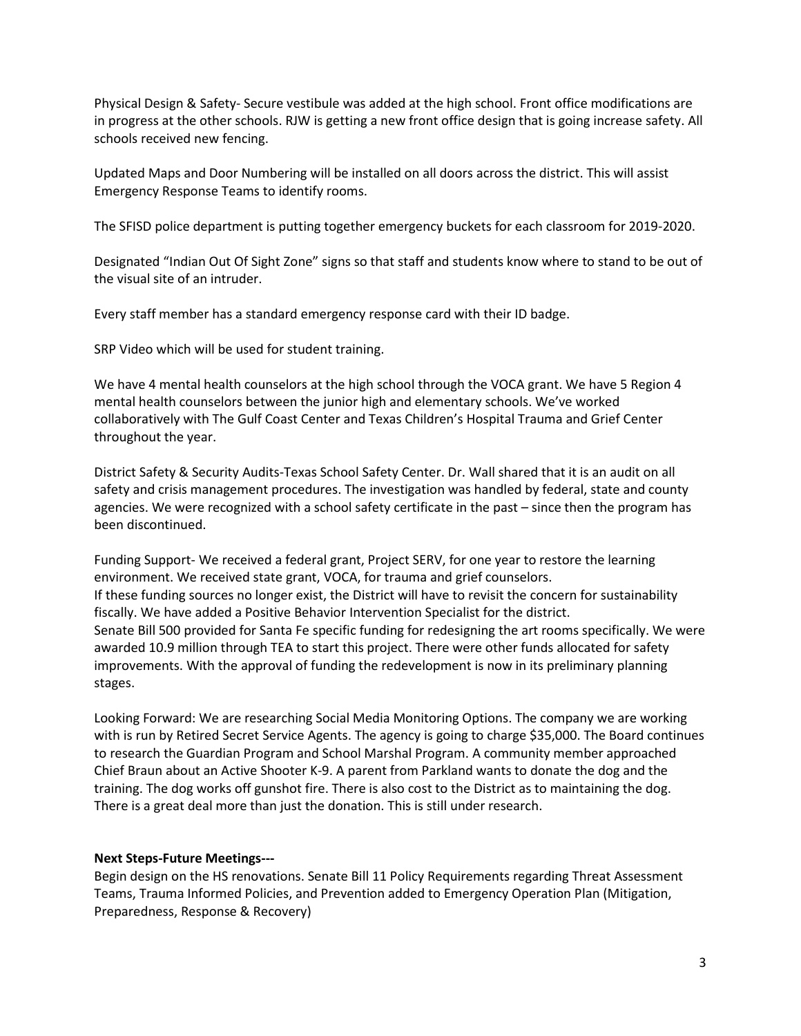Physical Design & Safety- Secure vestibule was added at the high school. Front office modifications are in progress at the other schools. RJW is getting a new front office design that is going increase safety. All schools received new fencing.

Updated Maps and Door Numbering will be installed on all doors across the district. This will assist Emergency Response Teams to identify rooms.

The SFISD police department is putting together emergency buckets for each classroom for 2019-2020.

Designated "Indian Out Of Sight Zone" signs so that staff and students know where to stand to be out of the visual site of an intruder.

Every staff member has a standard emergency response card with their ID badge.

SRP Video which will be used for student training.

We have 4 mental health counselors at the high school through the VOCA grant. We have 5 Region 4 mental health counselors between the junior high and elementary schools. We've worked collaboratively with The Gulf Coast Center and Texas Children's Hospital Trauma and Grief Center throughout the year.

District Safety & Security Audits-Texas School Safety Center. Dr. Wall shared that it is an audit on all safety and crisis management procedures. The investigation was handled by federal, state and county agencies. We were recognized with a school safety certificate in the past – since then the program has been discontinued.

Funding Support- We received a federal grant, Project SERV, for one year to restore the learning environment. We received state grant, VOCA, for trauma and grief counselors.
If these funding sources no longer exist, the District will have to revisit the concern for sustainability fiscally. We have added a Positive Behavior Intervention Specialist for the district.
Senate Bill 500 provided for Santa Fe specific funding for redesigning the art rooms specifically. We were awarded 10.9 million through TEA to start this project. There were other funds allocated for safety improvements. With the approval of funding the redevelopment is now in its preliminary planning stages.

Looking Forward: We are researching Social Media Monitoring Options. The company we are working with is run by Retired Secret Service Agents. The agency is going to charge $35,000. The Board continues to research the Guardian Program and School Marshal Program. A community member approached Chief Braun about an Active Shooter K-9. A parent from Parkland wants to donate the dog and the training. The dog works off gunshot fire. There is also cost to the District as to maintaining the dog. There is a great deal more than just the donation. This is still under research.

**Next Steps-Future Meetings---**
Begin design on the HS renovations. Senate Bill 11 Policy Requirements regarding Threat Assessment Teams, Trauma Informed Policies, and Prevention added to Emergency Operation Plan (Mitigation, Preparedness, Response & Recovery)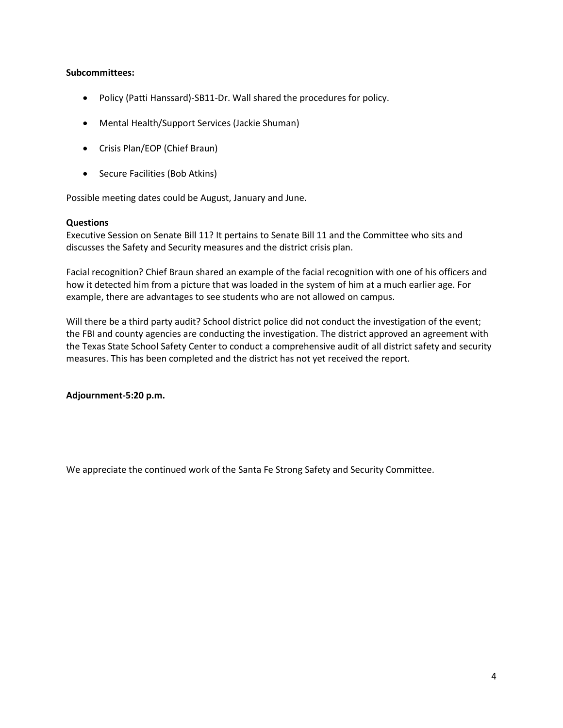**Subcommittees:**

- Policy (Patti Hanssard)-SB11-Dr. Wall shared the procedures for policy.
- Mental Health/Support Services (Jackie Shuman)
- Crisis Plan/EOP (Chief Braun)
- Secure Facilities (Bob Atkins)

Possible meeting dates could be August, January and June.

**Questions**

Executive Session on Senate Bill 11? It pertains to Senate Bill 11 and the Committee who sits and discusses the Safety and Security measures and the district crisis plan.

Facial recognition? Chief Braun shared an example of the facial recognition with one of his officers and how it detected him from a picture that was loaded in the system of him at a much earlier age. For example, there are advantages to see students who are not allowed on campus.

Will there be a third party audit? School district police did not conduct the investigation of the event; the FBI and county agencies are conducting the investigation. The district approved an agreement with the Texas State School Safety Center to conduct a comprehensive audit of all district safety and security measures. This has been completed and the district has not yet received the report.

**Adjournment-5:20 p.m.**

We appreciate the continued work of the Santa Fe Strong Safety and Security Committee.